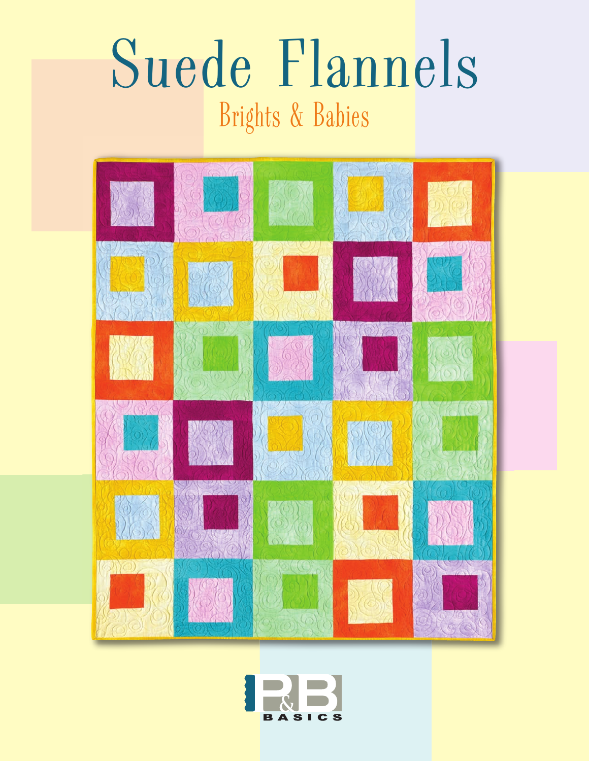# Suede Flannels

## Brights & Babies

P&B BASICS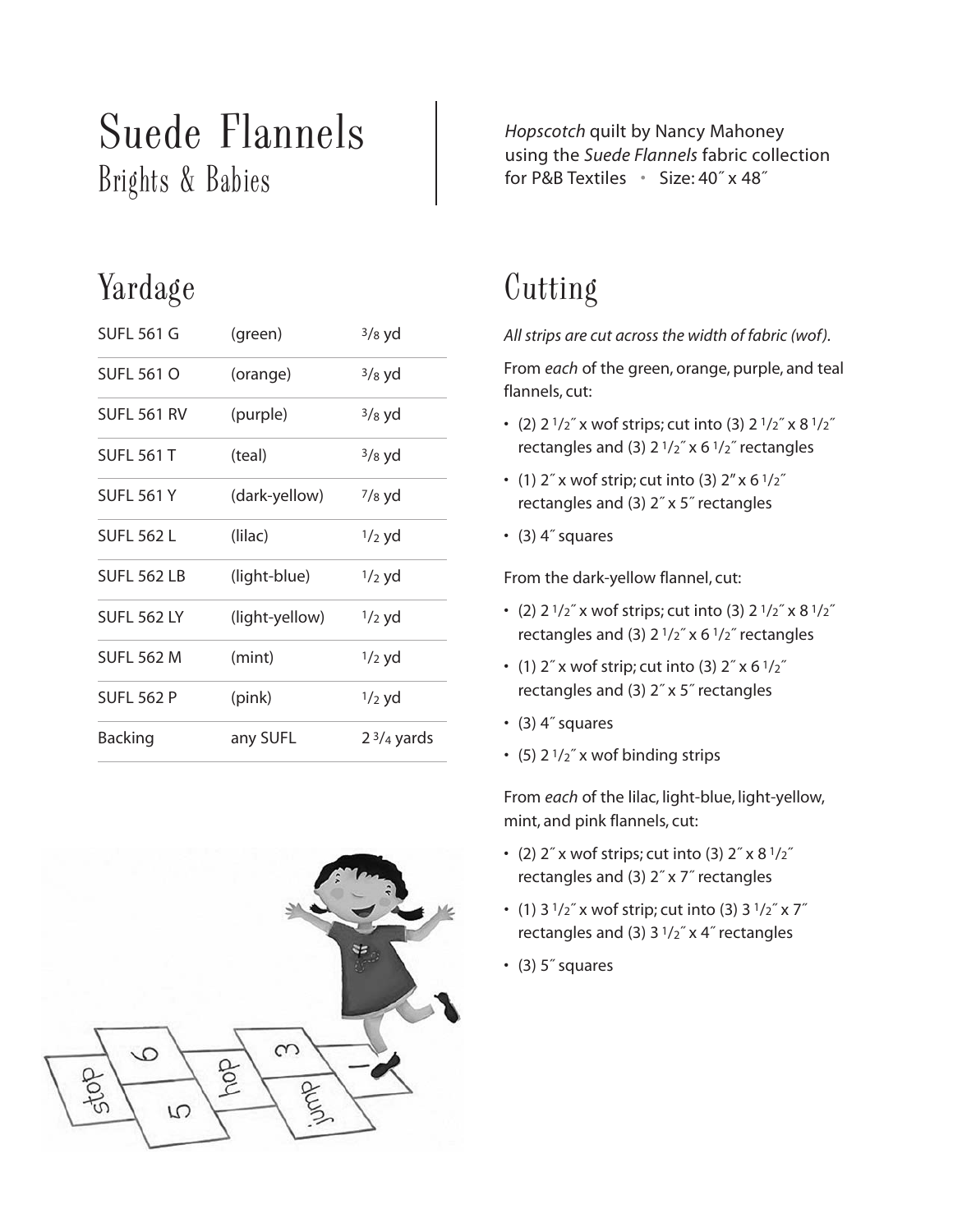# Suede Flannels

## Brights & Babies

*Hopscotch* quilt by Nancy Mahoney using the *Suede Flannels* fabric collection for P&B Textiles • Size: 40″ x 48″

## Yardage

| | | |
|---|---|---|
| SUFL 561 G | (green) | 3/8 yd |
| SUFL 561 O | (orange) | 3/8 yd |
| SUFL 561 RV | (purple) | 3/8 yd |
| SUFL 561 T | (teal) | 3/8 yd |
| SUFL 561 Y | (dark-yellow) | 7/8 yd |
| SUFL 562 L | (lilac) | 1/2 yd |
| SUFL 562 LB | (light-blue) | 1/2 yd |
| SUFL 562 LY | (light-yellow) | 1/2 yd |
| SUFL 562 M | (mint) | 1/2 yd |
| SUFL 562 P | (pink) | 1/2 yd |
| Backing | any SUFL | 2 3/4 yards |

## Cutting

*All strips are cut across the width of fabric (wof).*

From *each* of the green, orange, purple, and teal flannels, cut:

- (2) 2 1/2″ x wof strips; cut into (3) 2 1/2″ x 8 1/2″ rectangles and (3) 2 1/2″ x 6 1/2″ rectangles
- (1) 2″ x wof strip; cut into (3) 2″ x 6 1/2″ rectangles and (3) 2″ x 5″ rectangles
- (3) 4″ squares

From the dark-yellow flannel, cut:

- (2) 2 1/2″ x wof strips; cut into (3) 2 1/2″ x 8 1/2″ rectangles and (3) 2 1/2″ x 6 1/2″ rectangles
- (1) 2″ x wof strip; cut into (3) 2″ x 6 1/2″ rectangles and (3) 2″ x 5″ rectangles
- (3) 4″ squares
- (5) 2 1/2″ x wof binding strips

From *each* of the lilac, light-blue, light-yellow, mint, and pink flannels, cut:

- (2) 2″ x wof strips; cut into (3) 2″ x 8 1/2″ rectangles and (3) 2″ x 7″ rectangles
- (1) 3 1/2″ x wof strip; cut into (3) 3 1/2″ x 7″ rectangles and (3) 3 1/2″ x 4″ rectangles
- (3) 5″ squares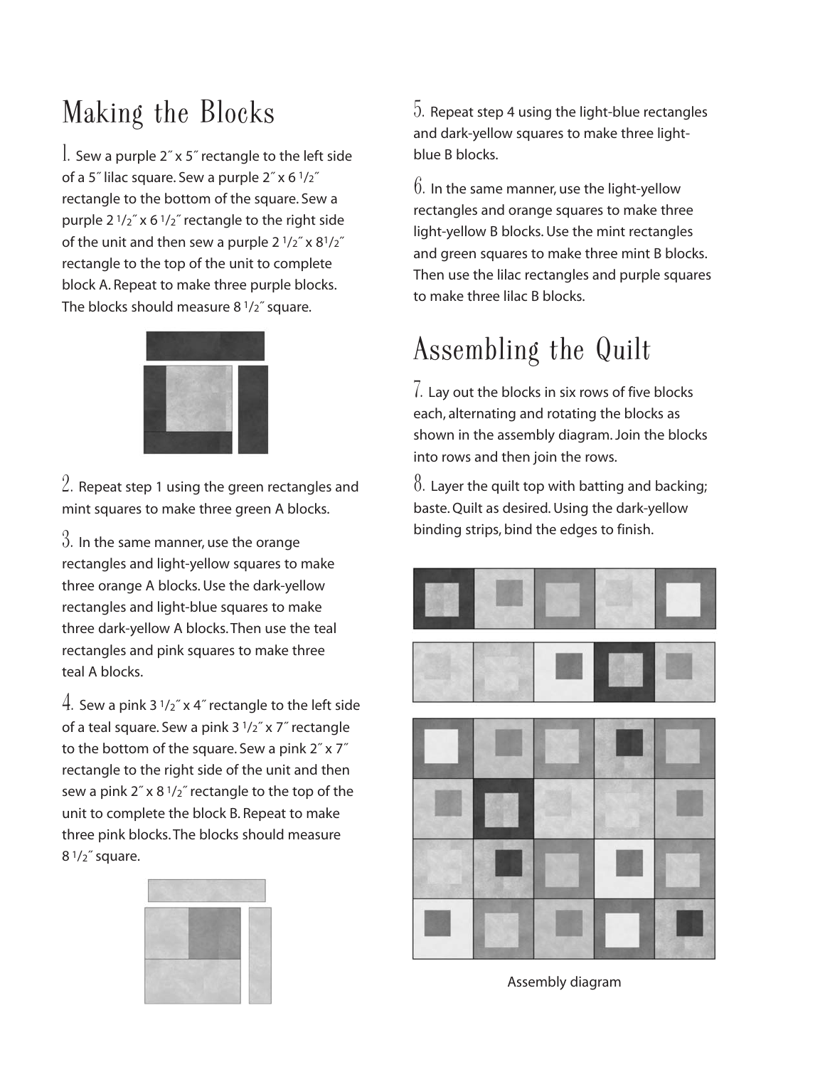## Making the Blocks

1. Sew a purple 2″ x 5″ rectangle to the left side of a 5″ lilac square. Sew a purple 2″ x 6 1/2″ rectangle to the bottom of the square. Sew a purple 2 1/2″ x 6 1/2″ rectangle to the right side of the unit and then sew a purple 2 1/2″ x 8 1/2″ rectangle to the top of the unit to complete block A. Repeat to make three purple blocks. The blocks should measure 8 1/2″ square.

2. Repeat step 1 using the green rectangles and mint squares to make three green A blocks.

3. In the same manner, use the orange rectangles and light-yellow squares to make three orange A blocks. Use the dark-yellow rectangles and light-blue squares to make three dark-yellow A blocks. Then use the teal rectangles and pink squares to make three teal A blocks.

4. Sew a pink 3 1/2″ x 4″ rectangle to the left side of a teal square. Sew a pink 3 1/2″ x 7″ rectangle to the bottom of the square. Sew a pink 2″ x 7″ rectangle to the right side of the unit and then sew a pink 2″ x 8 1/2″ rectangle to the top of the unit to complete the block B. Repeat to make three pink blocks. The blocks should measure 8 1/2″ square.

5. Repeat step 4 using the light-blue rectangles and dark-yellow squares to make three light-blue B blocks.

6. In the same manner, use the light-yellow rectangles and orange squares to make three light-yellow B blocks. Use the mint rectangles and green squares to make three mint B blocks. Then use the lilac rectangles and purple squares to make three lilac B blocks.

## Assembling the Quilt

7. Lay out the blocks in six rows of five blocks each, alternating and rotating the blocks as shown in the assembly diagram. Join the blocks into rows and then join the rows.

8. Layer the quilt top with batting and backing; baste. Quilt as desired. Using the dark-yellow binding strips, bind the edges to finish.

Assembly diagram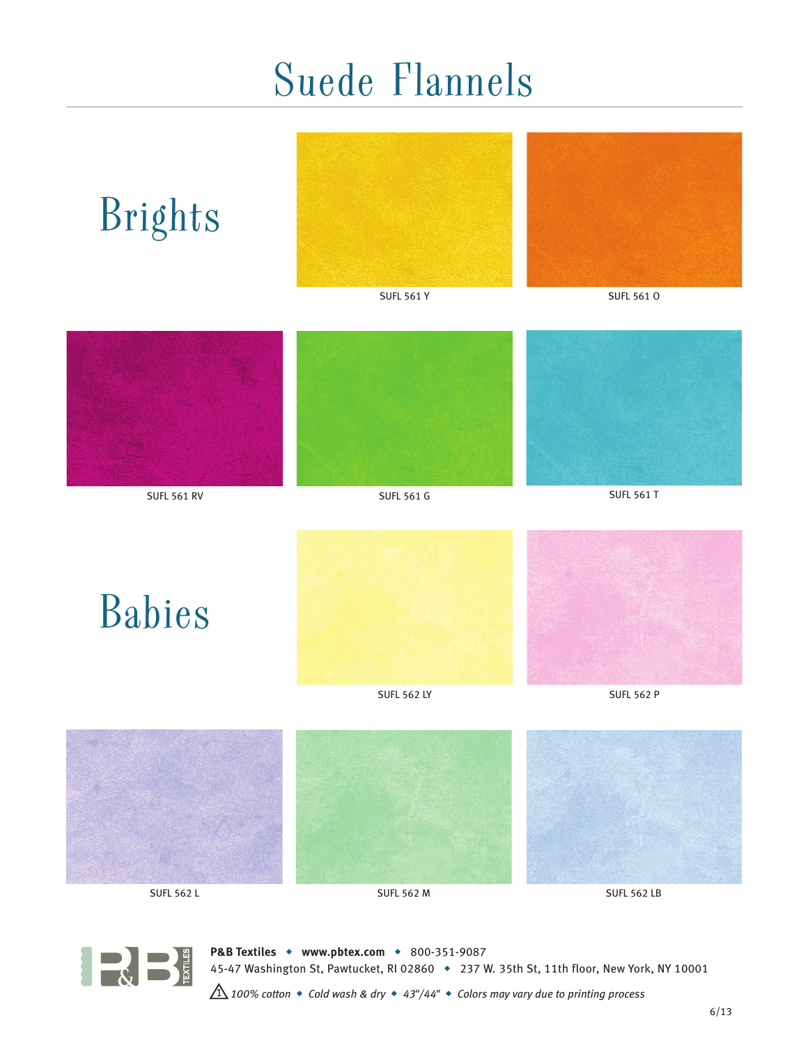# Suede Flannels

## Brights

SUFL 561 Y

SUFL 561 O

SUFL 561 RV

SUFL 561 G

SUFL 561 T

## Babies

SUFL 562 LY

SUFL 562 P

SUFL 562 L

SUFL 562 M

SUFL 562 LB

**P&B Textiles** ◆ **www.pbtex.com** ◆ 800-351-9087
45-47 Washington St, Pawtucket, RI 02860 ◆ 237 W. 35th St, 11th floor, New York, NY 10001

*100% cotton ◆ Cold wash & dry ◆ 43"/44" ◆ Colors may vary due to printing process*

6/13